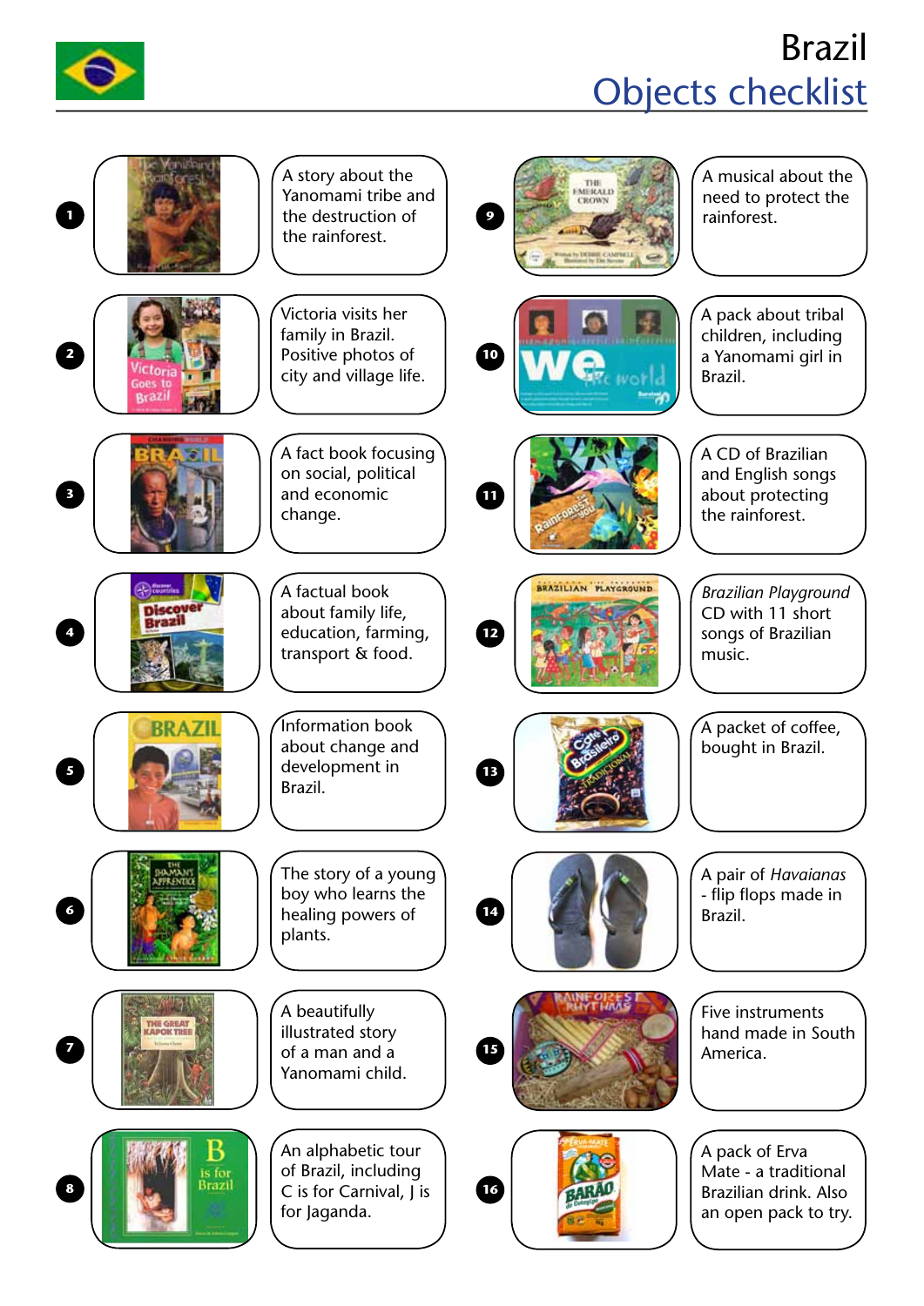# Brazil

## Objects checklist

1. A story about the Yanomami tribe and the destruction of the rainforest.
2. Victoria visits her family in Brazil. Positive photos of city and village life.
3. A fact book focusing on social, political and economic change.
4. A factual book about family life, education, farming, transport & food.
5. Information book about change and development in Brazil.
6. The story of a young boy who learns the healing powers of plants.
7. A beautifully illustrated story of a man and a Yanomami child.
8. An alphabetic tour of Brazil, including C is for Carnival, J is for Jaganda.
9. A musical about the need to protect the rainforest.
10. A pack about tribal children, including a Yanomami girl in Brazil.
11. A CD of Brazilian and English songs about protecting the rainforest.
12. *Brazilian Playground* CD with 11 short songs of Brazilian music.
13. A packet of coffee, bought in Brazil.
14. A pair of *Havaianas* - flip flops made in Brazil.
15. Five instruments hand made in South America.
16. A pack of Erva Mate - a traditional Brazilian drink. Also an open pack to try.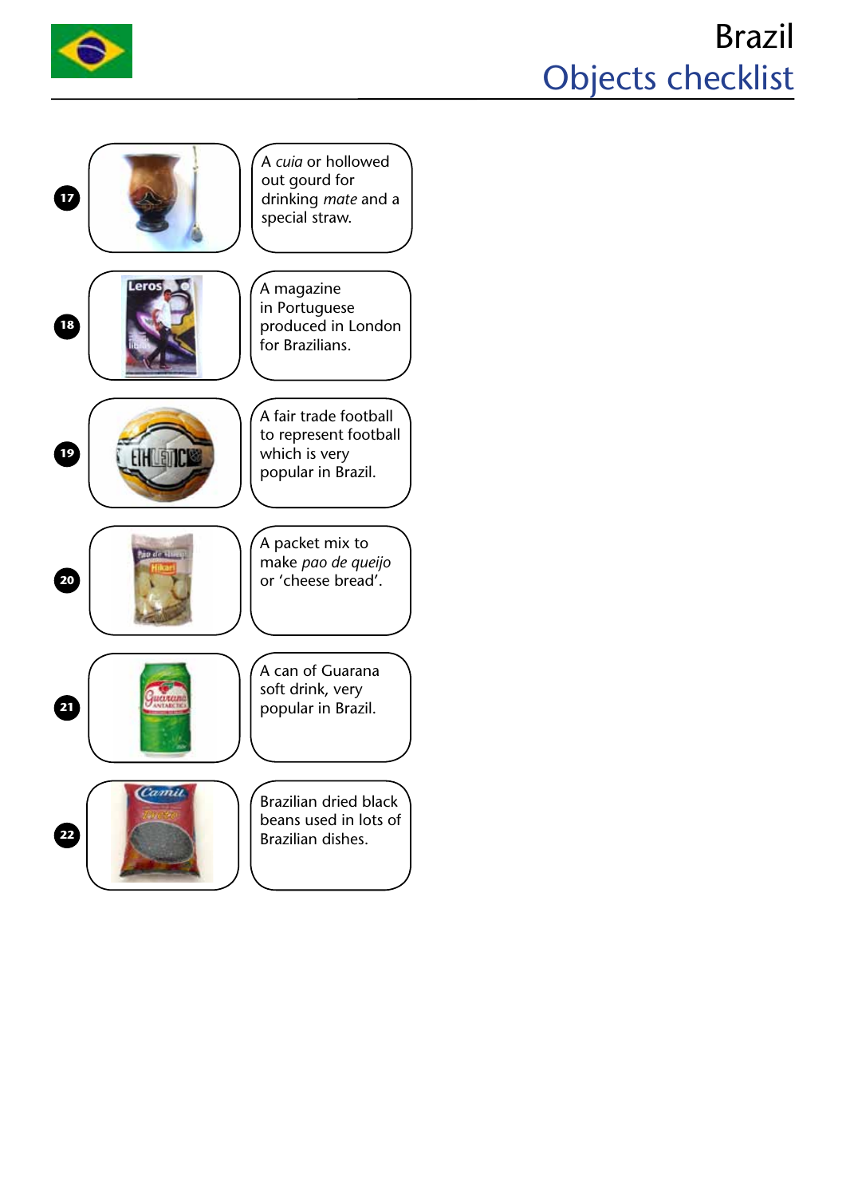# Brazil
## Objects checklist

**17** A *cuia* or hollowed out gourd for drinking *mate* and a special straw.

**18** A magazine in Portuguese produced in London for Brazilians.

**19** A fair trade football to represent football which is very popular in Brazil.

**20** A packet mix to make *pao de queijo* or 'cheese bread'.

**21** A can of Guarana soft drink, very popular in Brazil.

**22** Brazilian dried black beans used in lots of Brazilian dishes.